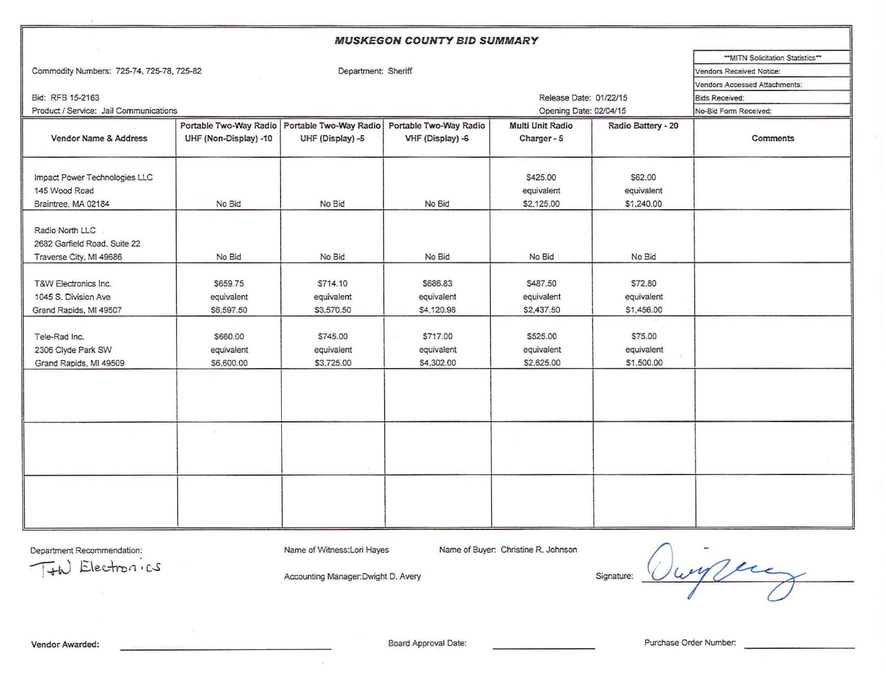# MUSKEGON COUNTY BID SUMMARY

Commodity Numbers: 725-74, 725-78, 725-82

Department: Sheriff

Bid: RFB 15-2163

Product / Service: Jail Communications

Release Date: 01/22/15

Opening Date: 02/04/15

| **MITN Solicitation Statistics** |
|---|
| Vendors Received Notice: |
| Vendors Accessed Attachments: |
| Bids Received: |
| No-Bid Form Received: |

| Vendor Name & Address | Portable Two-Way Radio UHF (Non-Display) -10 | Portable Two-Way Radio UHF (Display) -5 | Portable Two-Way Radio VHF (Display) -6 | Multi Unit Radio Charger - 5 | Radio Battery - 20 | Comments |
|---|---|---|---|---|---|---|
| Impact Power Technologies LLC<br>145 Wood Road<br>Braintree, MA 02184 | No Bid | No Bid | No Bid | $425.00<br>equivalent<br>$2,125.00 | $62.00<br>equivalent<br>$1,240.00 | |
| Radio North LLC<br>2682 Garfield Road, Suite 22<br>Traverse City, MI 49686 | No Bid | No Bid | No Bid | No Bid | No Bid | |
| T&W Electronics Inc.<br>1045 S. Division Ave<br>Grand Rapids, MI 49507 | $659.75<br>equivalent<br>$6,597.50 | $714.10<br>equivalent<br>$3,570.50 | $686.83<br>equivalent<br>$4,120.98 | $487.50<br>equivalent<br>$2,437.50 | $72.80<br>equivalent<br>$1,456.00 | |
| Tele-Rad Inc.<br>2306 Clyde Park SW<br>Grand Rapids, MI 49509 | $660.00<br>equivalent<br>$6,600.00 | $745.00<br>equivalent<br>$3,725.00 | $717.00<br>equivalent<br>$4,302.00 | $525.00<br>equivalent<br>$2,625.00 | $75.00<br>equivalent<br>$1,500.00 | |
| | | | | | | |
| | | | | | | |
| | | | | | | |

Department Recommendation: T&W Electronics

Name of Witness: Lori Hayes

Name of Buyer: Christine R. Johnson

Accounting Manager: Dwight D. Avery

Signature: [signature]

Vendor Awarded: ____________________

Board Approval Date: ____________________

Purchase Order Number: ____________________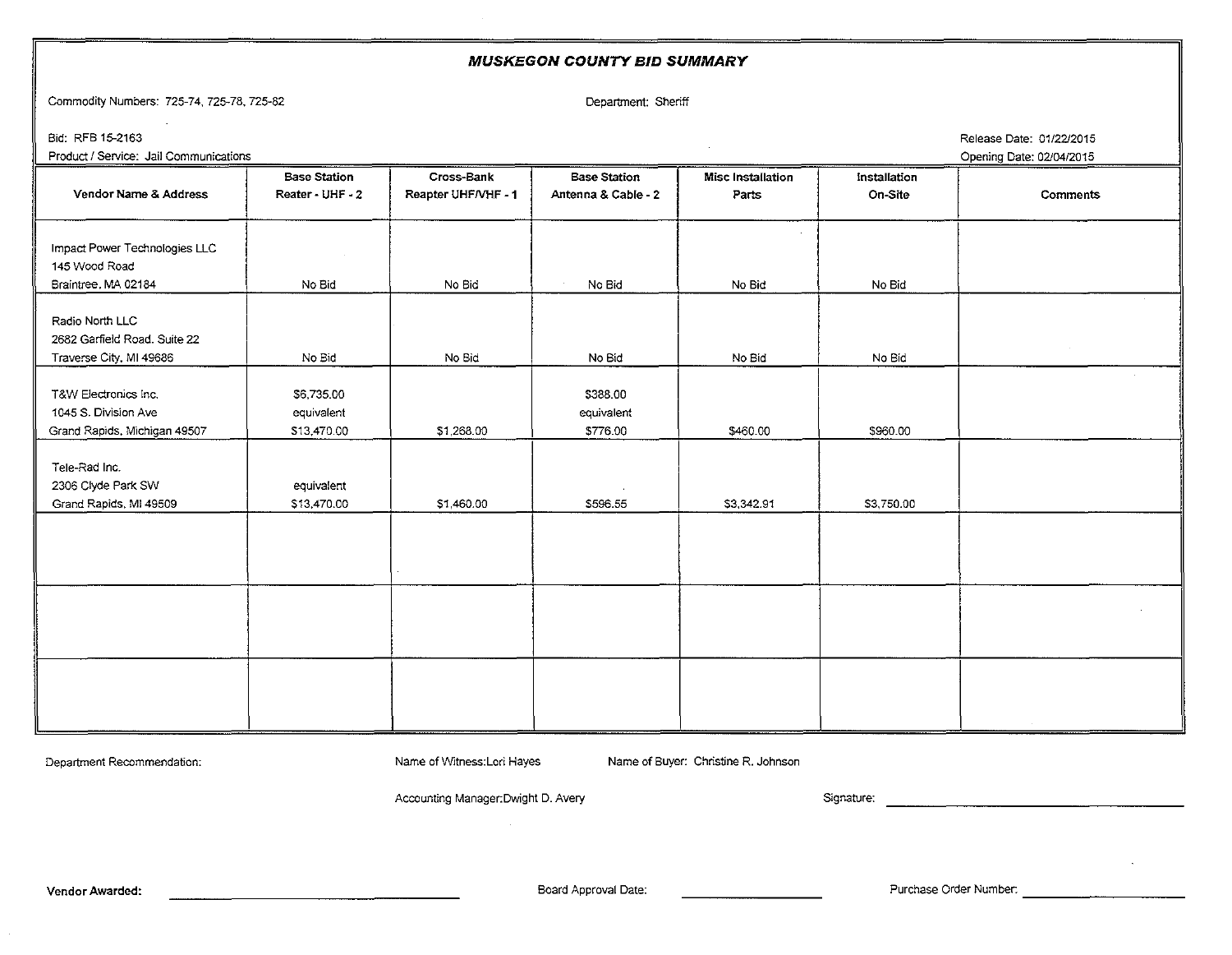# MUSKEGON COUNTY BID SUMMARY

Commodity Numbers: 725-74, 725-78, 725-82

Department: Sheriff

Bid: RFB 15-2163

Product / Service: Jail Communications

Release Date: 01/22/2015

Opening Date: 02/04/2015

| Vendor Name & Address | Base Station Reater - UHF - 2 | Cross-Bank Reapter UHF/VHF - 1 | Base Station Antenna & Cable - 2 | Misc Installation Parts | Installation On-Site | Comments |
|---|---|---|---|---|---|---|
| Impact Power Technologies LLC<br>145 Wood Road<br>Braintree, MA 02184 | No Bid | No Bid | No Bid | No Bid | No Bid | |
| Radio North LLC<br>2682 Garfield Road, Suite 22<br>Traverse City, MI 49686 | No Bid | No Bid | No Bid | No Bid | No Bid | |
| T&W Electronics Inc.<br>1045 S. Division Ave<br>Grand Rapids, Michigan 49507 | $6,735.00<br>equivalent<br>$13,470.00 | $1,268.00 | $388.00<br>equivalent<br>$776.00 | $460.00 | $960.00 | |
| Tele-Rad Inc.<br>2306 Clyde Park SW<br>Grand Rapids, MI 49509 | equivalent<br>$13,470.00 | $1,460.00 | $596.55 | $3,342.91 | $3,750.00 | |
| | | | | | | |
| | | | | | | |
| | | | | | | |

Department Recommendation:

Name of Witness: Lori Hayes

Name of Buyer: Christine R. Johnson

Accounting Manager: Dwight D. Avery

Signature: ______________________________

**Vendor Awarded:** ______________________________

Board Approval Date: ______________

Purchase Order Number: ______________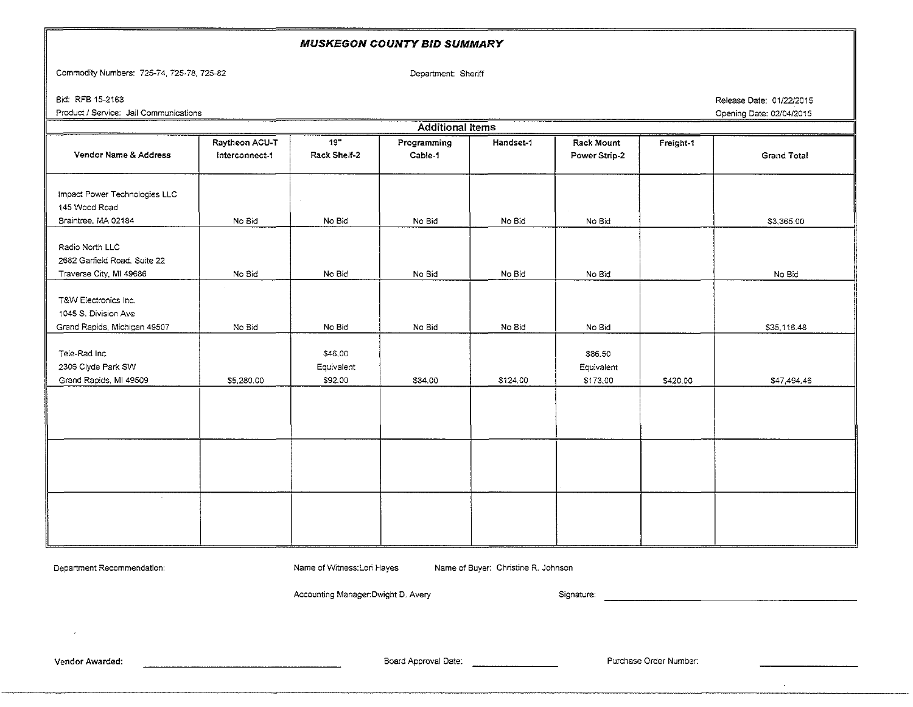# *MUSKEGON COUNTY BID SUMMARY*

Commodity Numbers: 725-74, 725-78, 725-82

Department: Sheriff

Bid: RFB 15-2163

Product / Service: Jail Communications

Release Date: 01/22/2015

Opening Date: 02/04/2015

## Additional Items

| Vendor Name & Address | Raytheon ACU-T Interconnect-1 | 19" Rack Shelf-2 | Programming Cable-1 | Handset-1 | Rack Mount Power Strip-2 | Freight-1 | Grand Total |
|---|---|---|---|---|---|---|---|
| Impact Power Technologies LLC<br>145 Wood Road<br>Braintree, MA 02184 | No Bid | No Bid | No Bid | No Bid | No Bid | | $3,365.00 |
| Radio North LLC<br>2682 Garfield Road, Suite 22<br>Traverse City, MI 49686 | No Bid | No Bid | No Bid | No Bid | No Bid | | No Bid |
| T&W Electronics Inc.<br>1045 S. Division Ave<br>Grand Rapids, Michigan 49507 | No Bid | No Bid | No Bid | No Bid | No Bid | | $35,116.48 |
| Tele-Rad Inc.<br>2306 Clyde Park SW<br>Grand Rapids, MI 49509 | $5,280.00 | $46.00<br>Equivalent<br>$92.00 | $34.00 | $124.00 | $86.50<br>Equivalent<br>$173.00 | $420.00 | $47,494.46 |
| | | | | | | | |
| | | | | | | | |
| | | | | | | | |

Department Recommendation:

Name of Witness: Lori Hayes

Name of Buyer: Christine R. Johnson

Accounting Manager: Dwight D. Avery

Signature: \_\_\_\_\_\_\_\_\_\_\_\_\_\_\_\_\_\_\_\_

**Vendor Awarded:** \_\_\_\_\_\_\_\_\_\_\_\_\_\_\_\_\_\_\_\_

Board Approval Date: \_\_\_\_\_\_\_\_\_\_

Purchase Order Number: \_\_\_\_\_\_\_\_\_\_